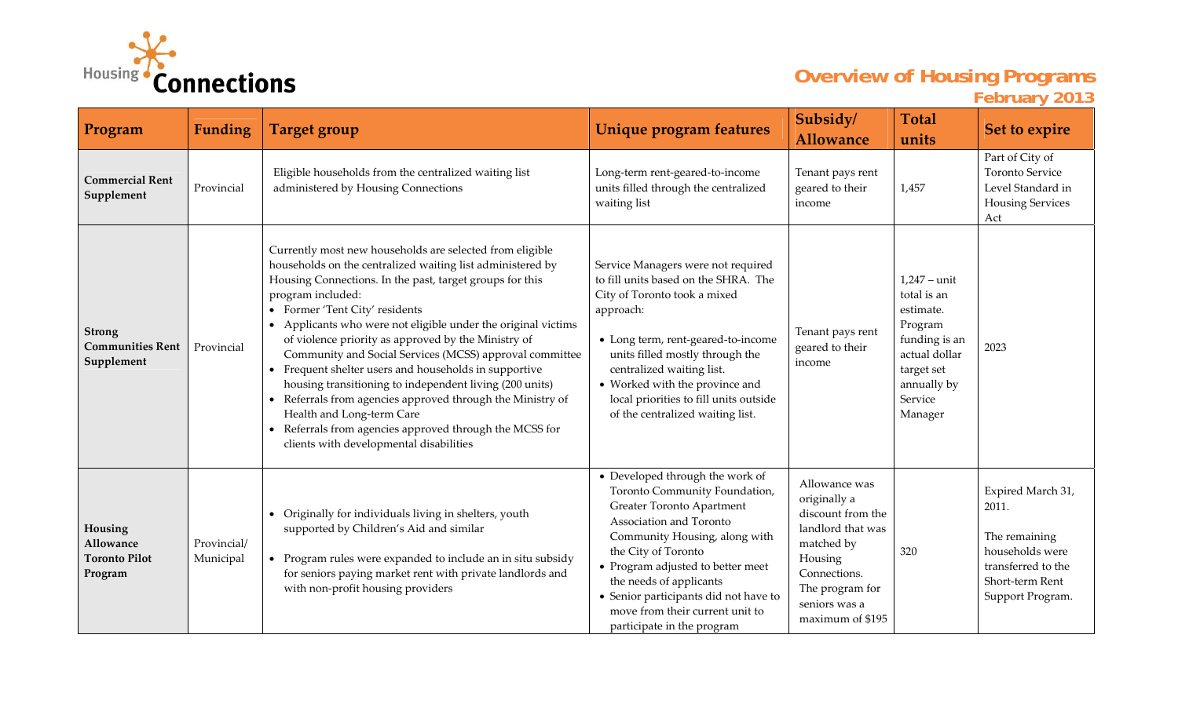Housing Connections

# Overview of Housing Programs

February 2013

| Program | Funding | Target group | Unique program features | Subsidy/ Allowance | Total units | Set to expire |
|---|---|---|---|---|---|---|
| **Commercial Rent Supplement** | Provincial | Eligible households from the centralized waiting list administered by Housing Connections | Long-term rent-geared-to-income units filled through the centralized waiting list | Tenant pays rent geared to their income | 1,457 | Part of City of Toronto Service Level Standard in Housing Services Act |
| **Strong Communities Rent Supplement** | Provincial | Currently most new households are selected from eligible households on the centralized waiting list administered by Housing Connections. In the past, target groups for this program included: • Former 'Tent City' residents • Applicants who were not eligible under the original victims of violence priority as approved by the Ministry of Community and Social Services (MCSS) approval committee • Frequent shelter users and households in supportive housing transitioning to independent living (200 units) • Referrals from agencies approved through the Ministry of Health and Long-term Care • Referrals from agencies approved through the MCSS for clients with developmental disabilities | Service Managers were not required to fill units based on the SHRA. The City of Toronto took a mixed approach: • Long term, rent-geared-to-income units filled mostly through the centralized waiting list. • Worked with the province and local priorities to fill units outside of the centralized waiting list. | Tenant pays rent geared to their income | 1,247 – unit total is an estimate. Program funding is an actual dollar target set annually by Service Manager | 2023 |
| **Housing Allowance Toronto Pilot Program** | Provincial/ Municipal | • Originally for individuals living in shelters, youth supported by Children's Aid and similar • Program rules were expanded to include an in situ subsidy for seniors paying market rent with private landlords and with non-profit housing providers | • Developed through the work of Toronto Community Foundation, Greater Toronto Apartment Association and Toronto Community Housing, along with the City of Toronto • Program adjusted to better meet the needs of applicants • Senior participants did not have to move from their current unit to participate in the program | Allowance was originally a discount from the landlord that was matched by Housing Connections. The program for seniors was a maximum of $195 | 320 | Expired March 31, 2011. The remaining households were transferred to the Short-term Rent Support Program. |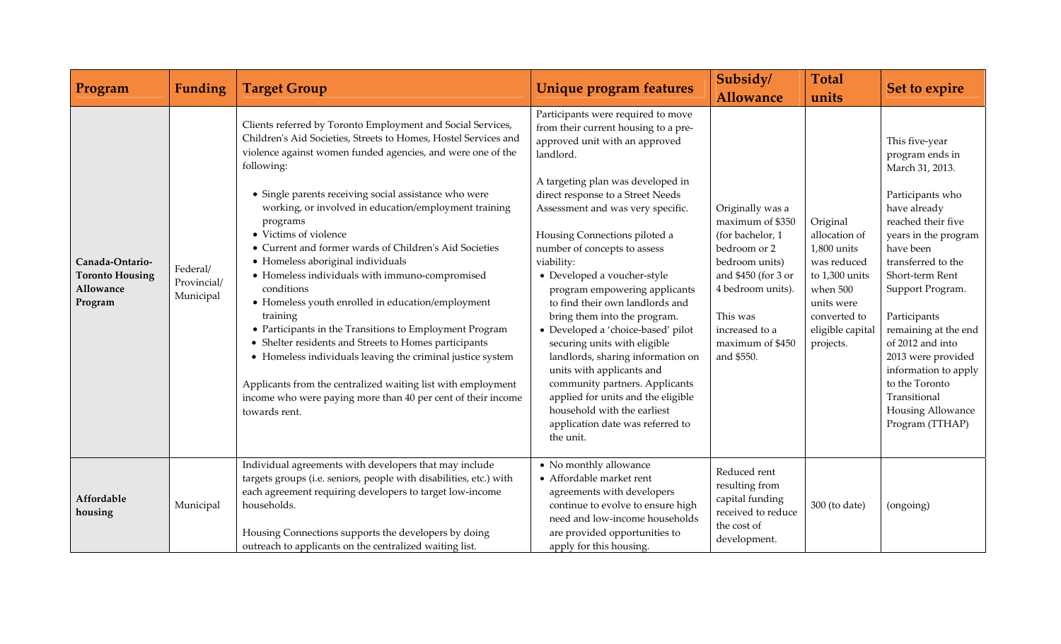| Program | Funding | Target Group | Unique program features | Subsidy/ Allowance | Total units | Set to expire |
|---|---|---|---|---|---|---|
| **Canada-Ontario-Toronto Housing Allowance Program** | Federal/ Provincial/ Municipal | Clients referred by Toronto Employment and Social Services, Children's Aid Societies, Streets to Homes, Hostel Services and violence against women funded agencies, and were one of the following:<br>• Single parents receiving social assistance who were working, or involved in education/employment training programs<br>• Victims of violence<br>• Current and former wards of Children's Aid Societies<br>• Homeless aboriginal individuals<br>• Homeless individuals with immuno-compromised conditions<br>• Homeless youth enrolled in education/employment training<br>• Participants in the Transitions to Employment Program<br>• Shelter residents and Streets to Homes participants<br>• Homeless individuals leaving the criminal justice system<br><br>Applicants from the centralized waiting list with employment income who were paying more than 40 per cent of their income towards rent. | Participants were required to move from their current housing to a pre-approved unit with an approved landlord.<br><br>A targeting plan was developed in direct response to a Street Needs Assessment and was very specific.<br><br>Housing Connections piloted a number of concepts to assess viability:<br>• Developed a voucher-style program empowering applicants to find their own landlords and bring them into the program.<br>• Developed a 'choice-based' pilot securing units with eligible landlords, sharing information on units with applicants and community partners. Applicants applied for units and the eligible household with the earliest application date was referred to the unit. | Originally was a maximum of $350 (for bachelor, 1 bedroom or 2 bedroom units) and $450 (for 3 or 4 bedroom units).<br><br>This was increased to a maximum of $450 and $550. | Original allocation of 1,800 units was reduced to 1,300 units when 500 units were converted to eligible capital projects. | This five-year program ends in March 31, 2013.<br><br>Participants who have already reached their five years in the program have been transferred to the Short-term Rent Support Program.<br><br>Participants remaining at the end of 2012 and into 2013 were provided information to apply to the Toronto Transitional Housing Allowance Program (TTHAP) |
| **Affordable housing** | Municipal | Individual agreements with developers that may include targets groups (i.e. seniors, people with disabilities, etc.) with each agreement requiring developers to target low-income households.<br><br>Housing Connections supports the developers by doing outreach to applicants on the centralized waiting list. | • No monthly allowance<br>• Affordable market rent agreements with developers continue to evolve to ensure high need and low-income households are provided opportunities to apply for this housing. | Reduced rent resulting from capital funding received to reduce the cost of development. | 300 (to date) | (ongoing) |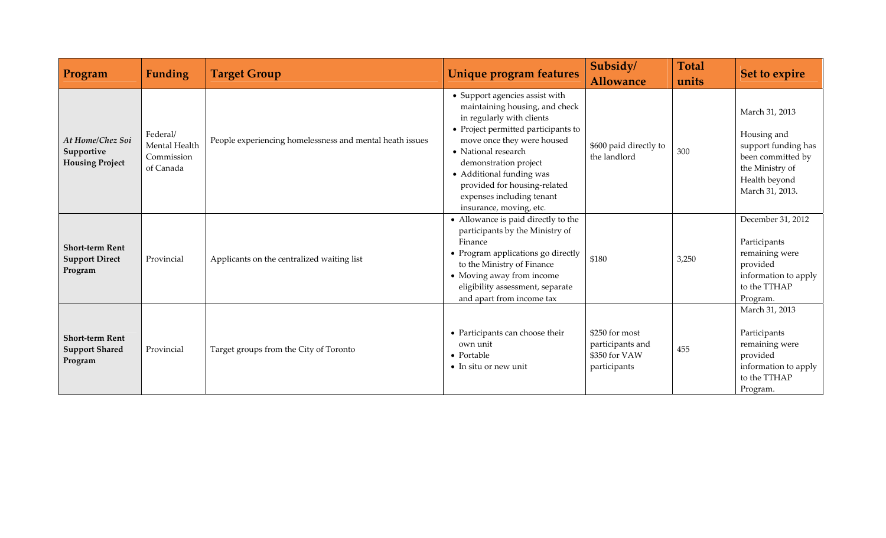| Program | Funding | Target Group | Unique program features | Subsidy/ Allowance | Total units | Set to expire |
|---|---|---|---|---|---|---|
| ***At Home/Chez Soi* Supportive Housing Project** | Federal/ Mental Health Commission of Canada | People experiencing homelessness and mental heath issues | • Support agencies assist with maintaining housing, and check in regularly with clients<br>• Project permitted participants to move once they were housed<br>• National research demonstration project<br>• Additional funding was provided for housing-related expenses including tenant insurance, moving, etc. | $600 paid directly to the landlord | 300 | March 31, 2013<br><br>Housing and support funding has been committed by the Ministry of Health beyond March 31, 2013. |
| **Short-term Rent Support Direct Program** | Provincial | Applicants on the centralized waiting list | • Allowance is paid directly to the participants by the Ministry of Finance<br>• Program applications go directly to the Ministry of Finance<br>• Moving away from income eligibility assessment, separate and apart from income tax | $180 | 3,250 | December 31, 2012<br><br>Participants remaining were provided information to apply to the TTHAP Program. |
| **Short-term Rent Support Shared Program** | Provincial | Target groups from the City of Toronto | • Participants can choose their own unit<br>• Portable<br>• In situ or new unit | $250 for most participants and $350 for VAW participants | 455 | March 31, 2013<br><br>Participants remaining were provided information to apply to the TTHAP Program. |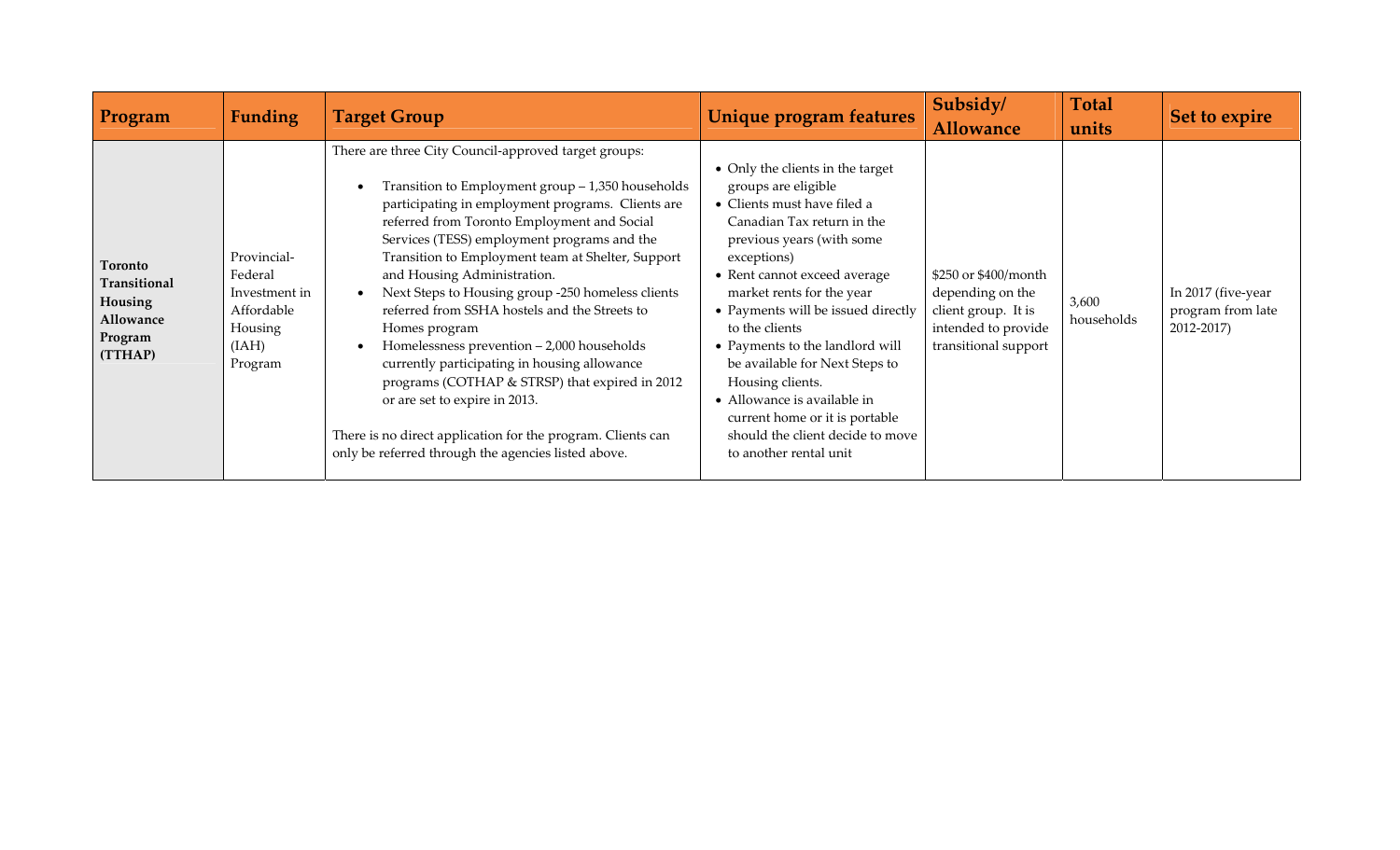| Program | Funding | Target Group | Unique program features | Subsidy/ Allowance | Total units | Set to expire |
|---|---|---|---|---|---|---|
| **Toronto Transitional Housing Allowance Program (TTHAP)** | Provincial-Federal Investment in Affordable Housing (IAH) Program | There are three City Council-approved target groups:<br><br>• Transition to Employment group – 1,350 households participating in employment programs. Clients are referred from Toronto Employment and Social Services (TESS) employment programs and the Transition to Employment team at Shelter, Support and Housing Administration.<br>• Next Steps to Housing group -250 homeless clients referred from SSHA hostels and the Streets to Homes program<br>• Homelessness prevention – 2,000 households currently participating in housing allowance programs (COTHAP & STRSP) that expired in 2012 or are set to expire in 2013.<br><br>There is no direct application for the program. Clients can only be referred through the agencies listed above. | • Only the clients in the target groups are eligible<br>• Clients must have filed a Canadian Tax return in the previous years (with some exceptions)<br>• Rent cannot exceed average market rents for the year<br>• Payments will be issued directly to the clients<br>• Payments to the landlord will be available for Next Steps to Housing clients.<br>• Allowance is available in current home or it is portable should the client decide to move to another rental unit | $250 or $400/month depending on the client group. It is intended to provide transitional support | 3,600 households | In 2017 (five-year program from late 2012-2017) |